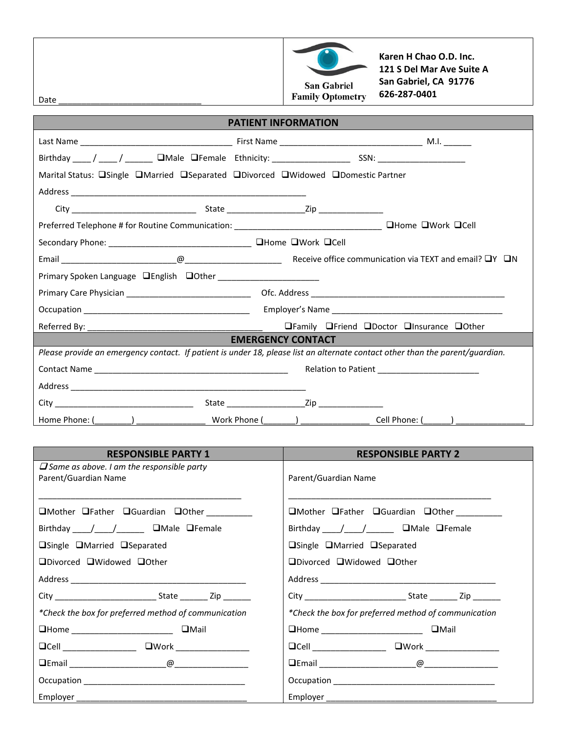Date ______________________________

San Gabriel Family Optometry

**Karen H Chao O.D. Inc.**
**121 S Del Mar Ave Suite A**
**San Gabriel, CA 91776**
**626-287-0401**

## PATIENT INFORMATION

Last Name ________________________________ First Name ______________________________ M.I. ______

Birthday ____ / ____ / ______ ❑Male ❑Female Ethnicity: ________________ SSN: ___________________

Marital Status: ❑Single ❑Married ❑Separated ❑Divorced ❑Widowed ❑Domestic Partner

Address ________________________________________________________

City ___________________________ State ________________Zip ______________

Preferred Telephone # for Routine Communication: ________________________________ ❑Home ❑Work ❑Cell

Secondary Phone: ______________________________ ❑Home ❑Work ❑Cell

Email ________________________@_____________________ Receive office communication via TEXT and email? ❑Y ❑N

Primary Spoken Language ❑English ❑Other ______________________

Primary Care Physician ___________________________ Ofc. Address __________________________________________

Occupation ____________________________________ Employer's Name _____________________________________

Referred By: ______________________________________ ❑Family ❑Friend ❑Doctor ❑Insurance ❑Other

## EMERGENCY CONTACT

*Please provide an emergency contact. If patient is under 18, please list an alternate contact other than the parent/guardian.*

Contact Name __________________________________________ Relation to Patient ______________________

Address ________________________________________________________

City ______________________________ State ________________Zip ______________

Home Phone: (________) _______________ Work Phone (_______) _______________ Cell Phone: (______) _______________

| RESPONSIBLE PARTY 1 | RESPONSIBLE PARTY 2 |
|---|---|
| ❑ *Same as above. I am the responsible party* | |
| Parent/Guardian Name | Parent/Guardian Name |
| ____________________________________________ | ____________________________________________ |
| ❑Mother ❑Father ❑Guardian ❑Other __________ | ❑Mother ❑Father ❑Guardian ❑Other __________ |
| Birthday ____/____/______ ❑Male ❑Female | Birthday ____/____/______ ❑Male ❑Female |
| ❑Single ❑Married ❑Separated | ❑Single ❑Married ❑Separated |
| ❑Divorced ❑Widowed ❑Other | ❑Divorced ❑Widowed ❑Other |
| Address ______________________________________ | Address ______________________________________ |
| City ______________________ State ______ Zip ______ | City ______________________ State ______ Zip ______ |
| *\*Check the box for preferred method of communication* | *\*Check the box for preferred method of communication* |
| ❑Home ______________________ ❑Mail | ❑Home ______________________ ❑Mail |
| ❑Cell ________________ ❑Work ________________ | ❑Cell ________________ ❑Work ________________ |
| ❑Email _____________________@________________ | ❑Email _____________________@________________ |
| Occupation ____________________________________ | Occupation ____________________________________ |
| Employer ______________________________________ | Employer ______________________________________ |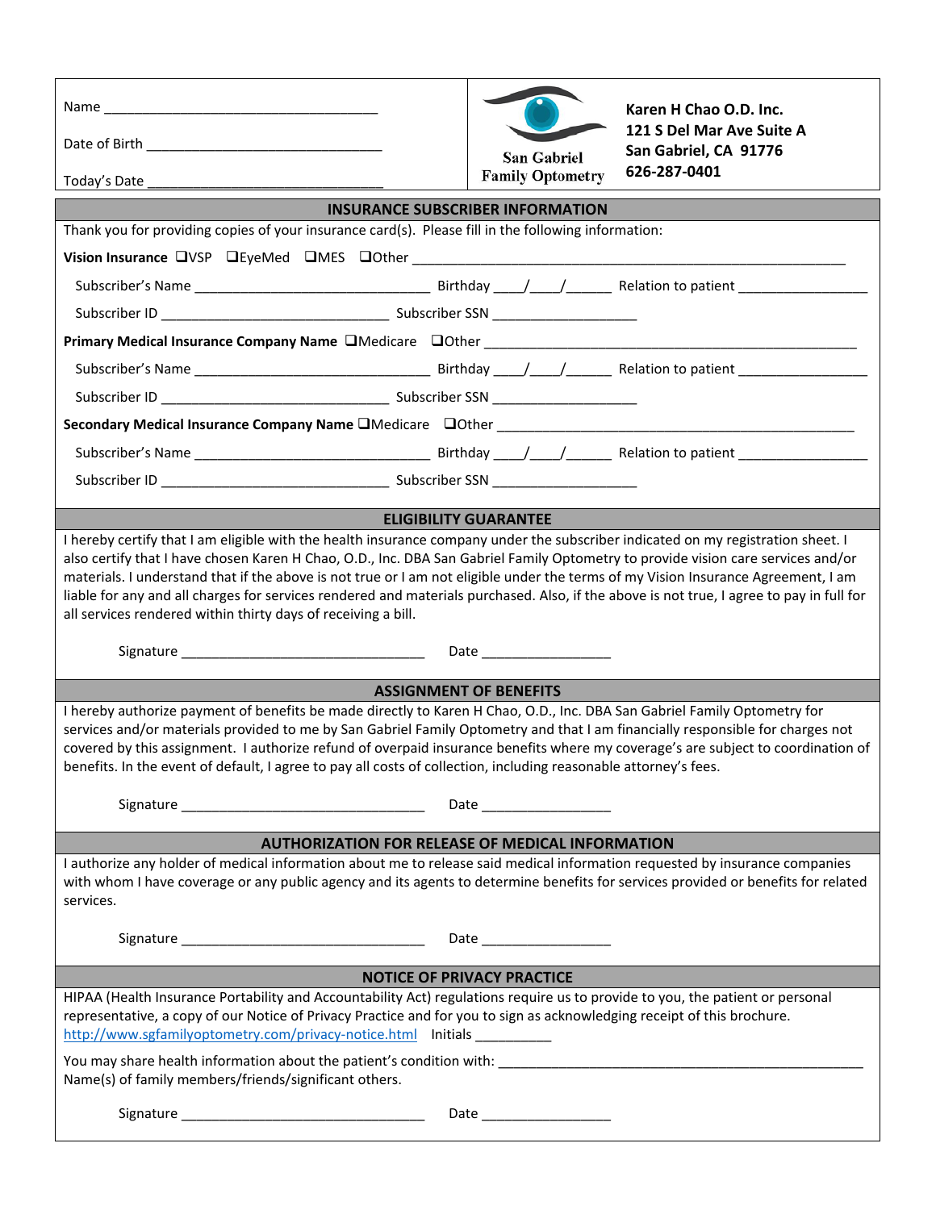Name ____________________________________

Date of Birth _______________________________

Today's Date _______________________________

San Gabriel Family Optometry

**Karen H Chao O.D. Inc.**
**121 S Del Mar Ave Suite A**
**San Gabriel, CA 91776**
**626-287-0401**

## INSURANCE SUBSCRIBER INFORMATION

Thank you for providing copies of your insurance card(s). Please fill in the following information:

**Vision Insurance** ❑VSP ❑EyeMed ❑MES ❑Other ___________________________________________________________

Subscriber's Name _______________________________ Birthday ____/____/______ Relation to patient _________________

Subscriber ID ______________________________ Subscriber SSN ___________________

**Primary Medical Insurance Company Name** ❑Medicare ❑Other _________________________________________________

Subscriber's Name _______________________________ Birthday ____/____/______ Relation to patient _________________

Subscriber ID ______________________________ Subscriber SSN ___________________

**Secondary Medical Insurance Company Name** ❑Medicare ❑Other ______________________________________________

Subscriber's Name _______________________________ Birthday ____/____/______ Relation to patient _________________

Subscriber ID ______________________________ Subscriber SSN ___________________

## ELIGIBILITY GUARANTEE

I hereby certify that I am eligible with the health insurance company under the subscriber indicated on my registration sheet. I also certify that I have chosen Karen H Chao, O.D., Inc. DBA San Gabriel Family Optometry to provide vision care services and/or materials. I understand that if the above is not true or I am not eligible under the terms of my Vision Insurance Agreement, I am liable for any and all charges for services rendered and materials purchased. Also, if the above is not true, I agree to pay in full for all services rendered within thirty days of receiving a bill.

Signature ________________________________ Date _________________

## ASSIGNMENT OF BENEFITS

I hereby authorize payment of benefits be made directly to Karen H Chao, O.D., Inc. DBA San Gabriel Family Optometry for services and/or materials provided to me by San Gabriel Family Optometry and that I am financially responsible for charges not covered by this assignment. I authorize refund of overpaid insurance benefits where my coverage's are subject to coordination of benefits. In the event of default, I agree to pay all costs of collection, including reasonable attorney's fees.

Signature ________________________________ Date _________________

## AUTHORIZATION FOR RELEASE OF MEDICAL INFORMATION

I authorize any holder of medical information about me to release said medical information requested by insurance companies with whom I have coverage or any public agency and its agents to determine benefits for services provided or benefits for related services.

Signature ________________________________ Date _________________

## NOTICE OF PRIVACY PRACTICE

HIPAA (Health Insurance Portability and Accountability Act) regulations require us to provide to you, the patient or personal representative, a copy of our Notice of Privacy Practice and for you to sign as acknowledging receipt of this brochure.
http://www.sgfamilyoptometry.com/privacy-notice.html Initials __________

You may share health information about the patient's condition with: _______________________________________________
Name(s) of family members/friends/significant others.

Signature ________________________________ Date _________________